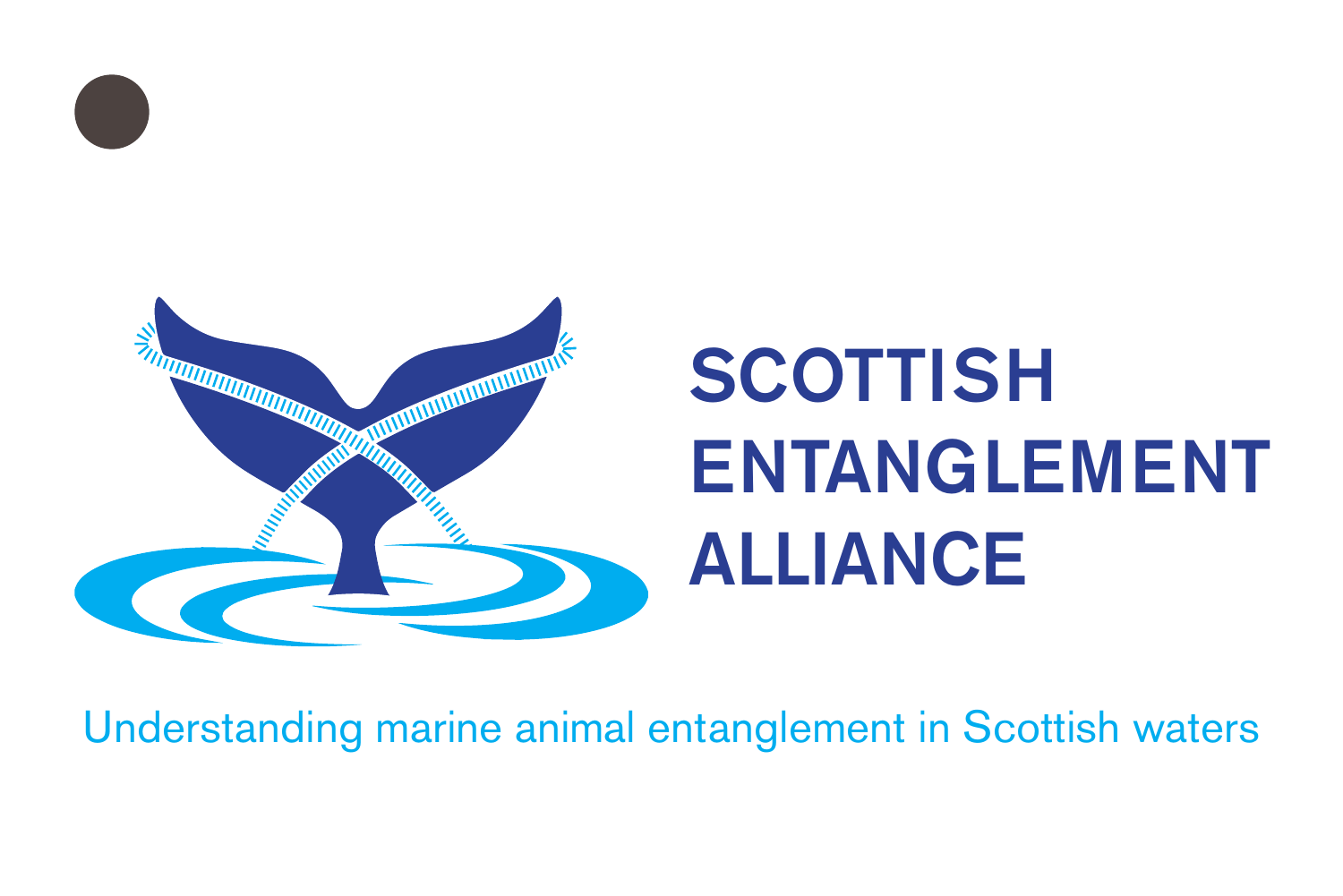# SCOTTISH ENTANGLEMENT ALLIANCE

Understanding marine animal entanglement in Scottish waters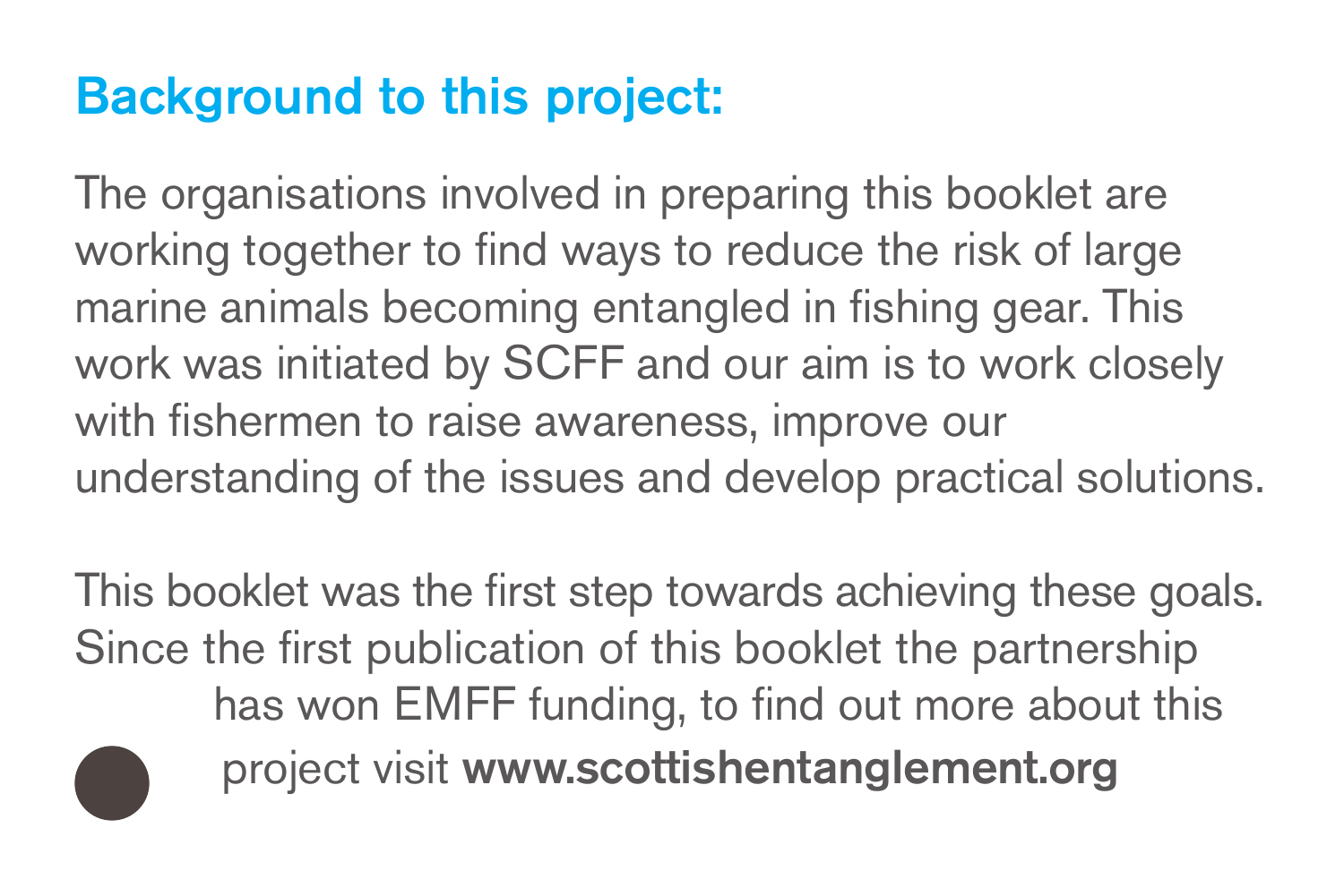## Background to this project:

The organisations involved in preparing this booklet are working together to find ways to reduce the risk of large marine animals becoming entangled in fishing gear. This work was initiated by SCFF and our aim is to work closely with fishermen to raise awareness, improve our understanding of the issues and develop practical solutions.

This booklet was the first step towards achieving these goals. Since the first publication of this booklet the partnership has won EMFF funding, to find out more about this project visit **www.scottishentanglement.org**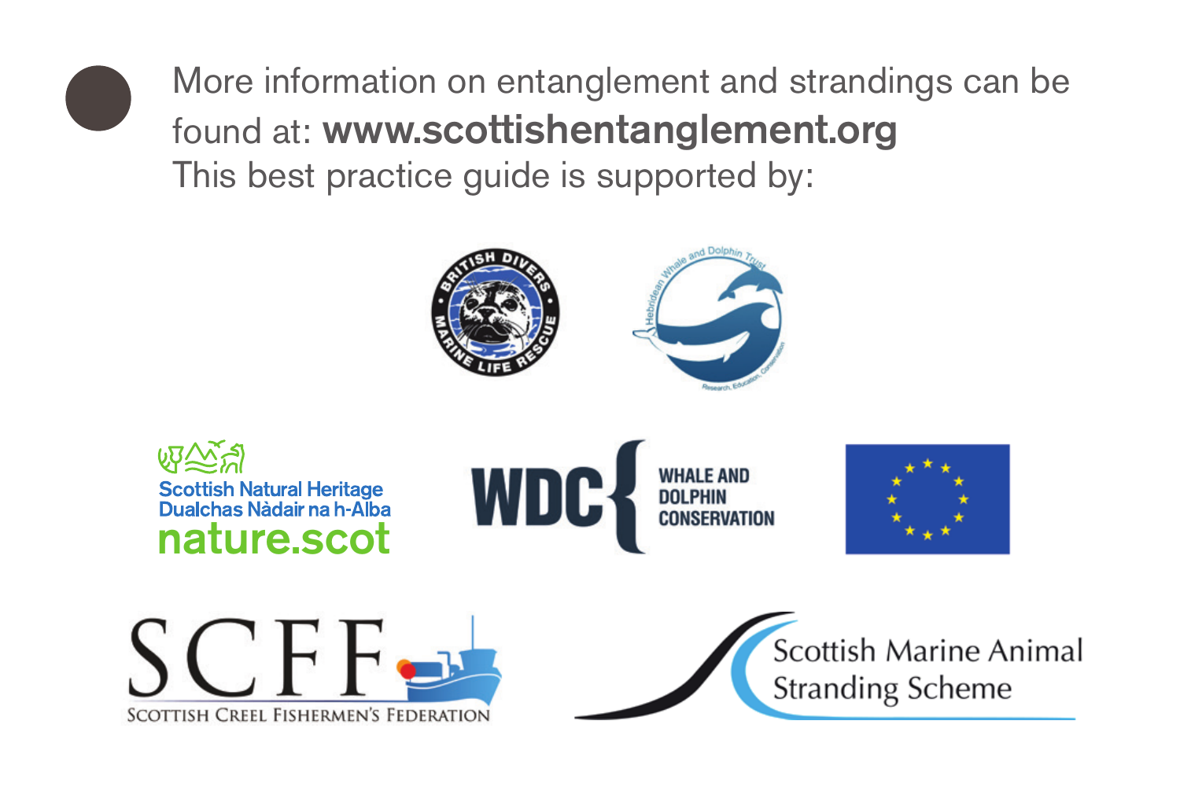More information on entanglement and strandings can be found at: **www.scottishentanglement.org**

This best practice guide is supported by: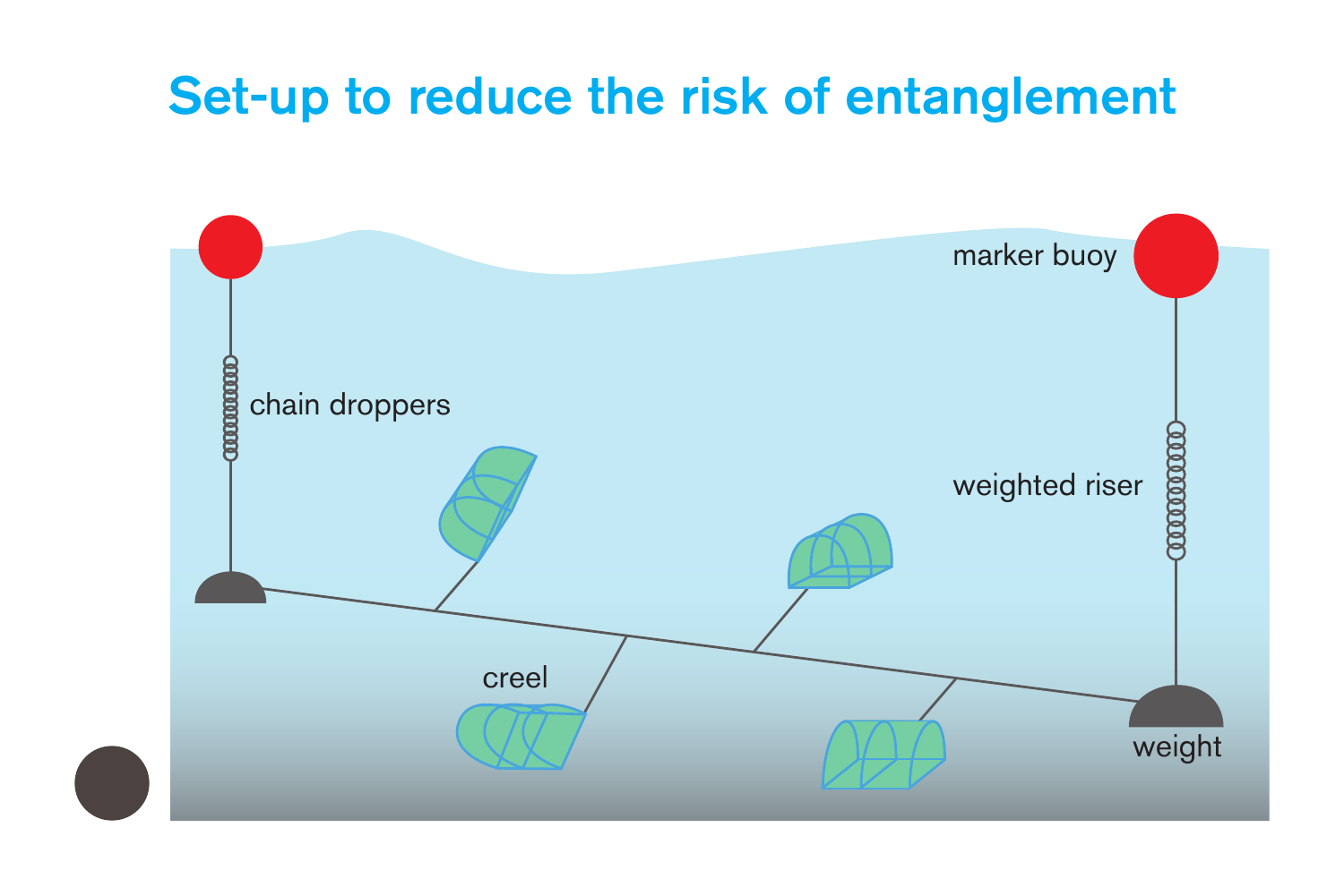# Set-up to reduce the risk of entanglement

marker buoy

chain droppers

weighted riser

creel

weight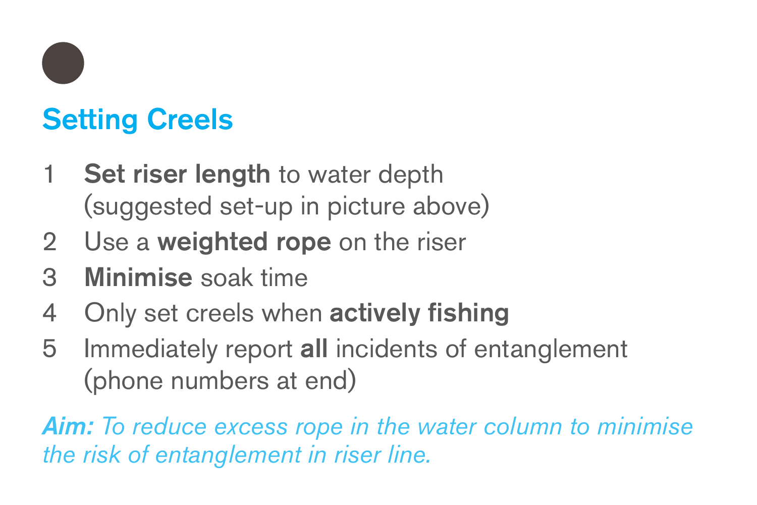## Setting Creels

1. **Set riser length** to water depth (suggested set-up in picture above)
2. Use a **weighted rope** on the riser
3. **Minimise** soak time
4. Only set creels when **actively fishing**
5. Immediately report **all** incidents of entanglement (phone numbers at end)

***Aim:*** *To reduce excess rope in the water column to minimise the risk of entanglement in riser line.*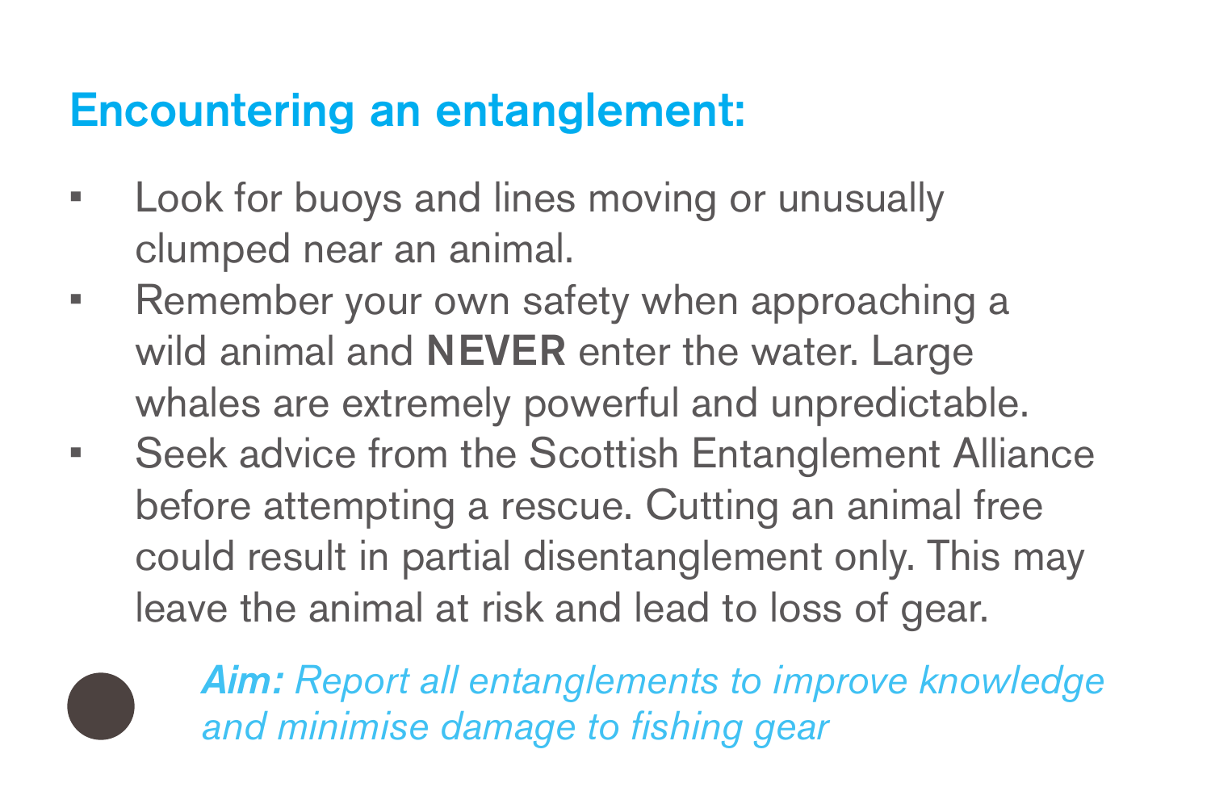## Encountering an entanglement:

- Look for buoys and lines moving or unusually clumped near an animal.
- Remember your own safety when approaching a wild animal and **NEVER** enter the water. Large whales are extremely powerful and unpredictable.
- Seek advice from the Scottish Entanglement Alliance before attempting a rescue. Cutting an animal free could result in partial disentanglement only. This may leave the animal at risk and lead to loss of gear.

***Aim:*** *Report all entanglements to improve knowledge and minimise damage to fishing gear*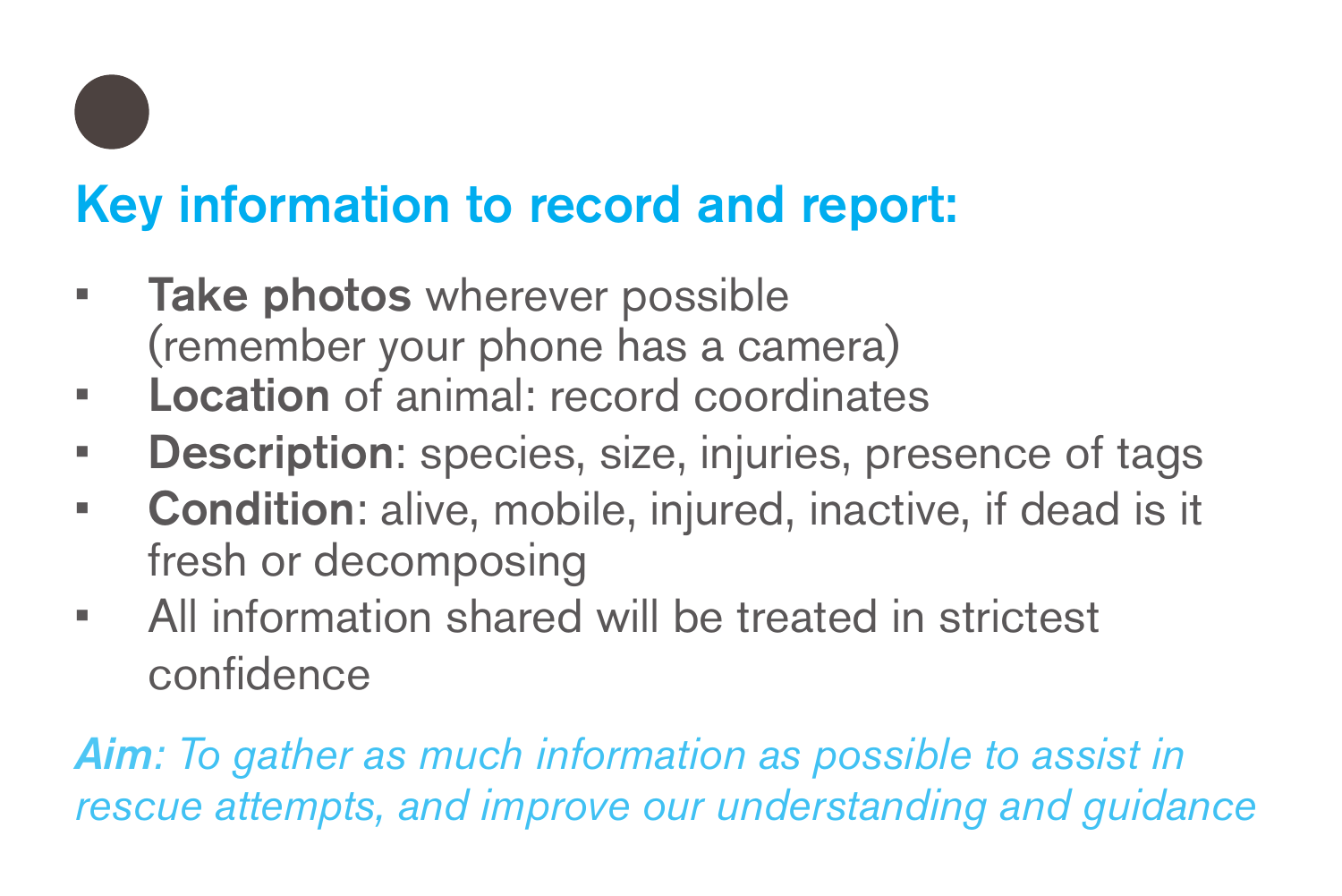## Key information to record and report:

- **Take photos** wherever possible (remember your phone has a camera)
- **Location** of animal: record coordinates
- **Description**: species, size, injuries, presence of tags
- **Condition**: alive, mobile, injured, inactive, if dead is it fresh or decomposing
- All information shared will be treated in strictest confidence

***Aim**: To gather as much information as possible to assist in rescue attempts, and improve our understanding and guidance*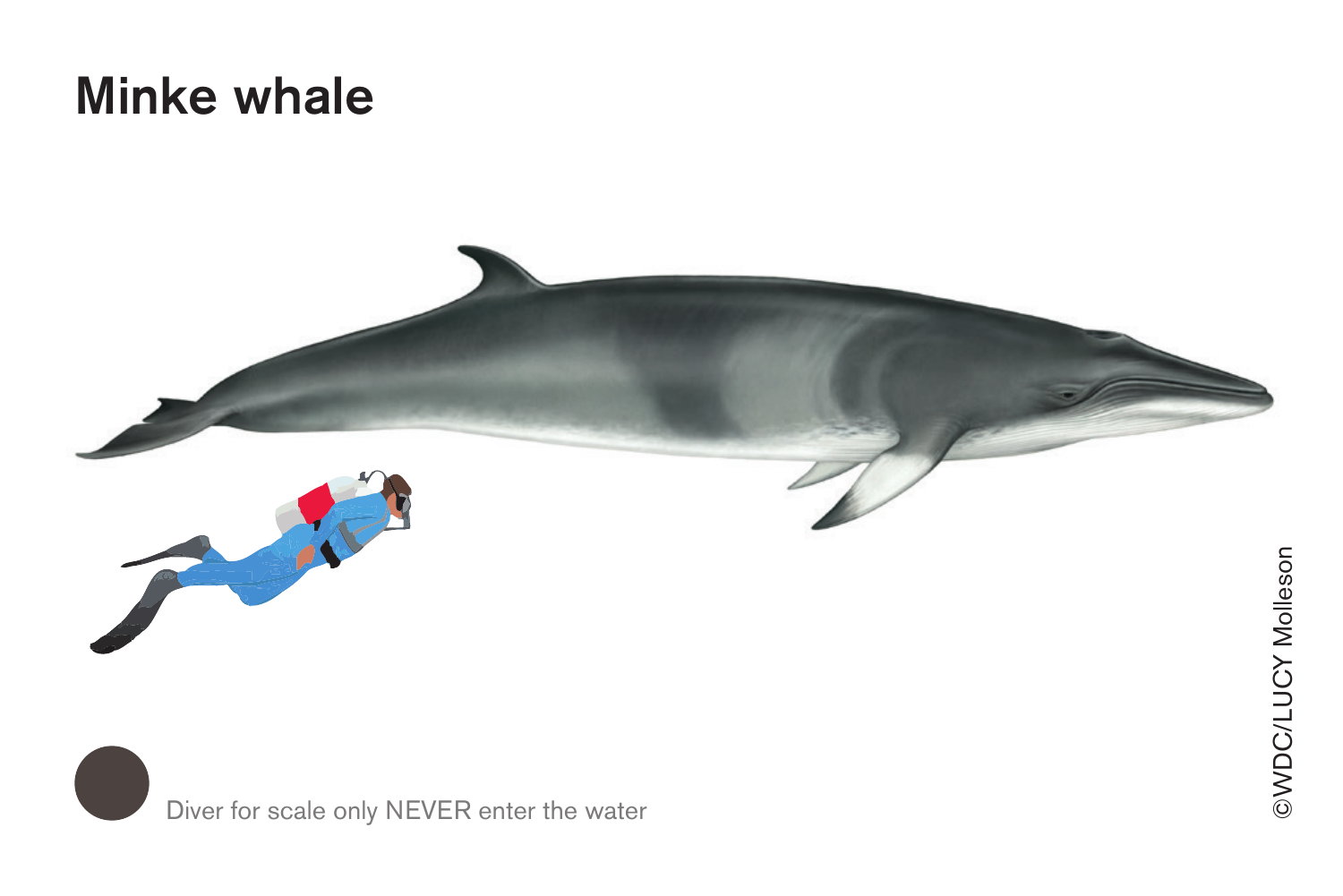# Minke whale

Diver for scale only NEVER enter the water

©WDC/LUCY Molleson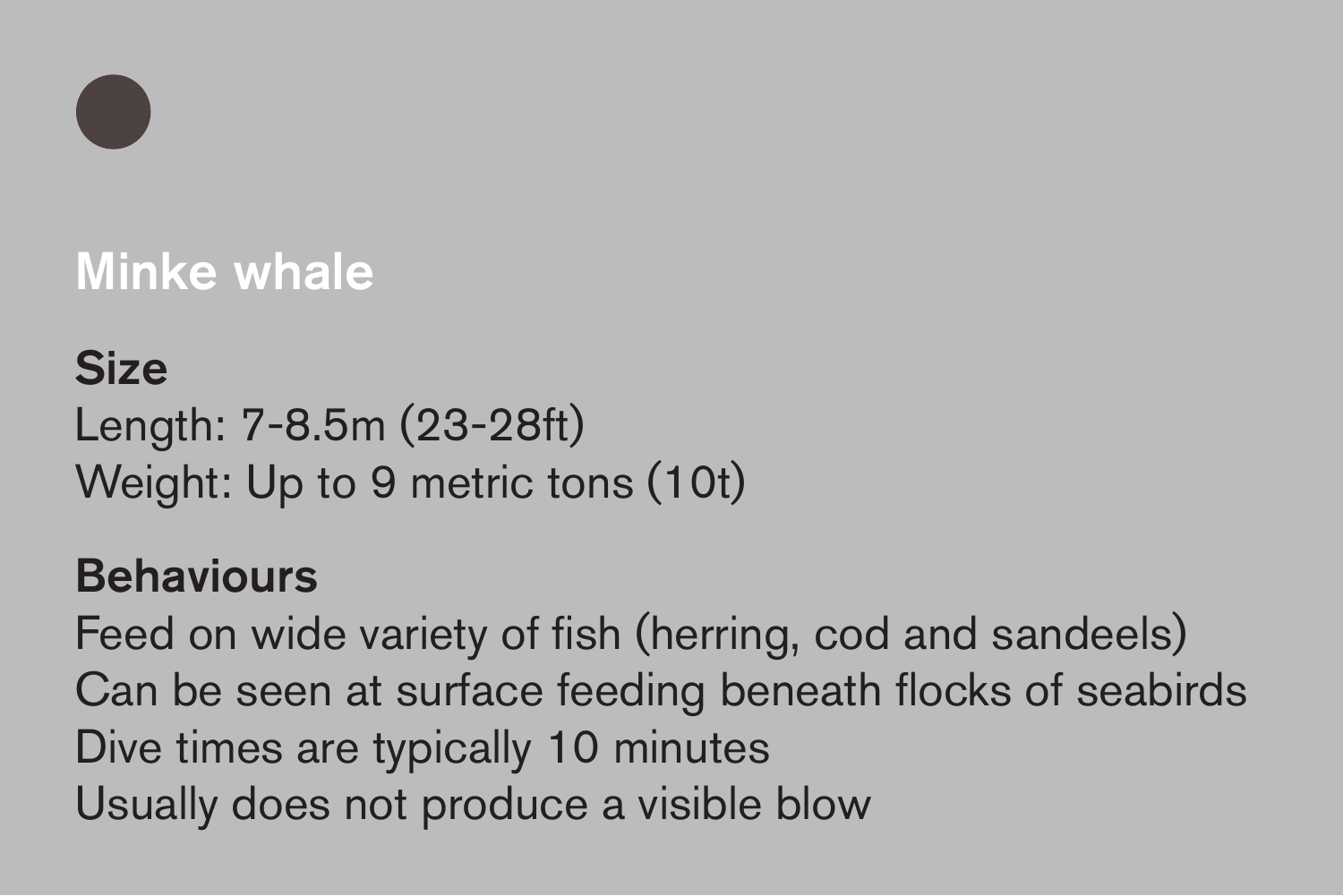## Minke whale

**Size**

Length: 7-8.5m (23-28ft)
Weight: Up to 9 metric tons (10t)

**Behaviours**

Feed on wide variety of fish (herring, cod and sandeels)
Can be seen at surface feeding beneath flocks of seabirds
Dive times are typically 10 minutes
Usually does not produce a visible blow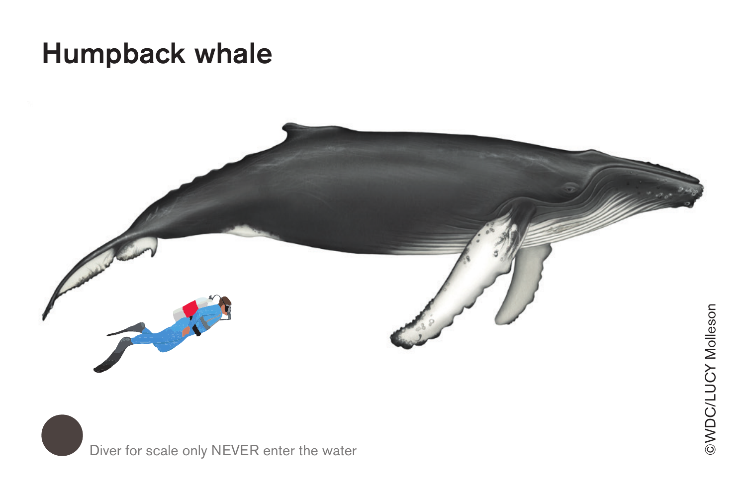# Humpback whale

Diver for scale only NEVER enter the water

©WDC/LUCY Molleson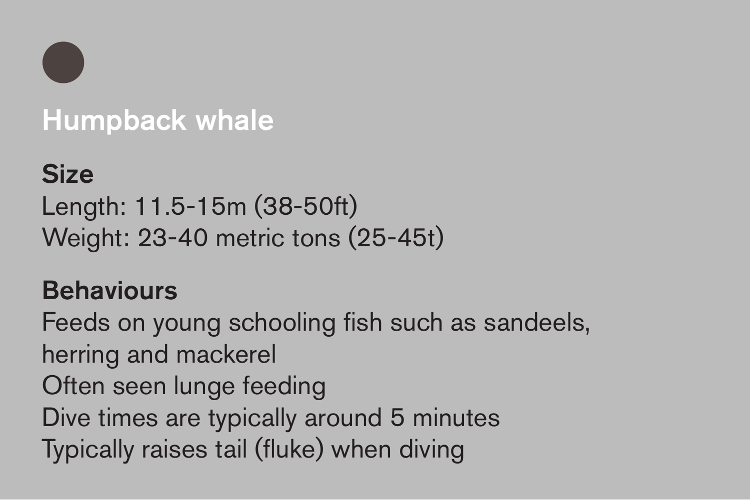## Humpback whale

**Size**

Length: 11.5-15m (38-50ft)
Weight: 23-40 metric tons (25-45t)

**Behaviours**

Feeds on young schooling fish such as sandeels, herring and mackerel
Often seen lunge feeding
Dive times are typically around 5 minutes
Typically raises tail (fluke) when diving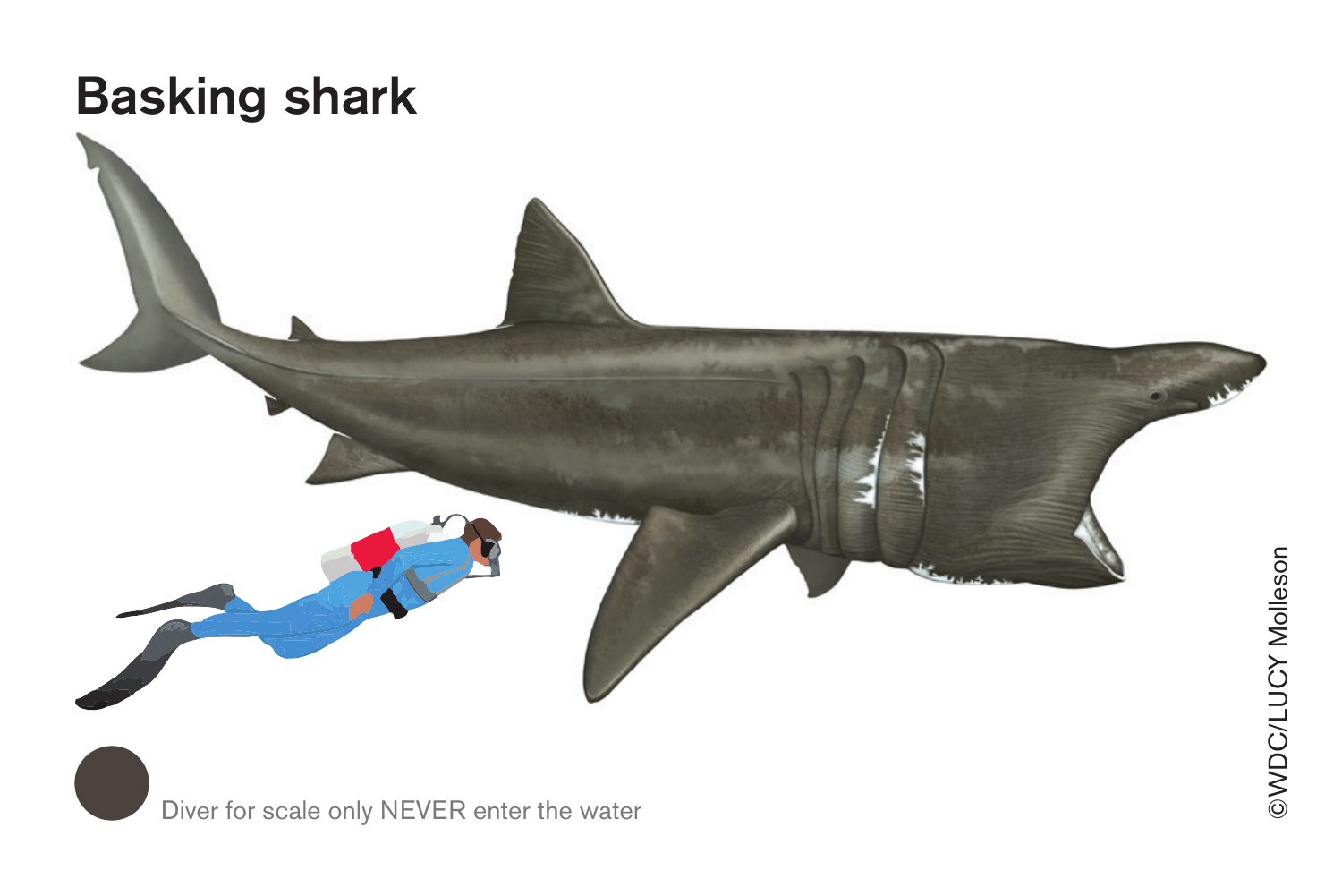# Basking shark

Diver for scale only NEVER enter the water

©WDC/LUCY Molleson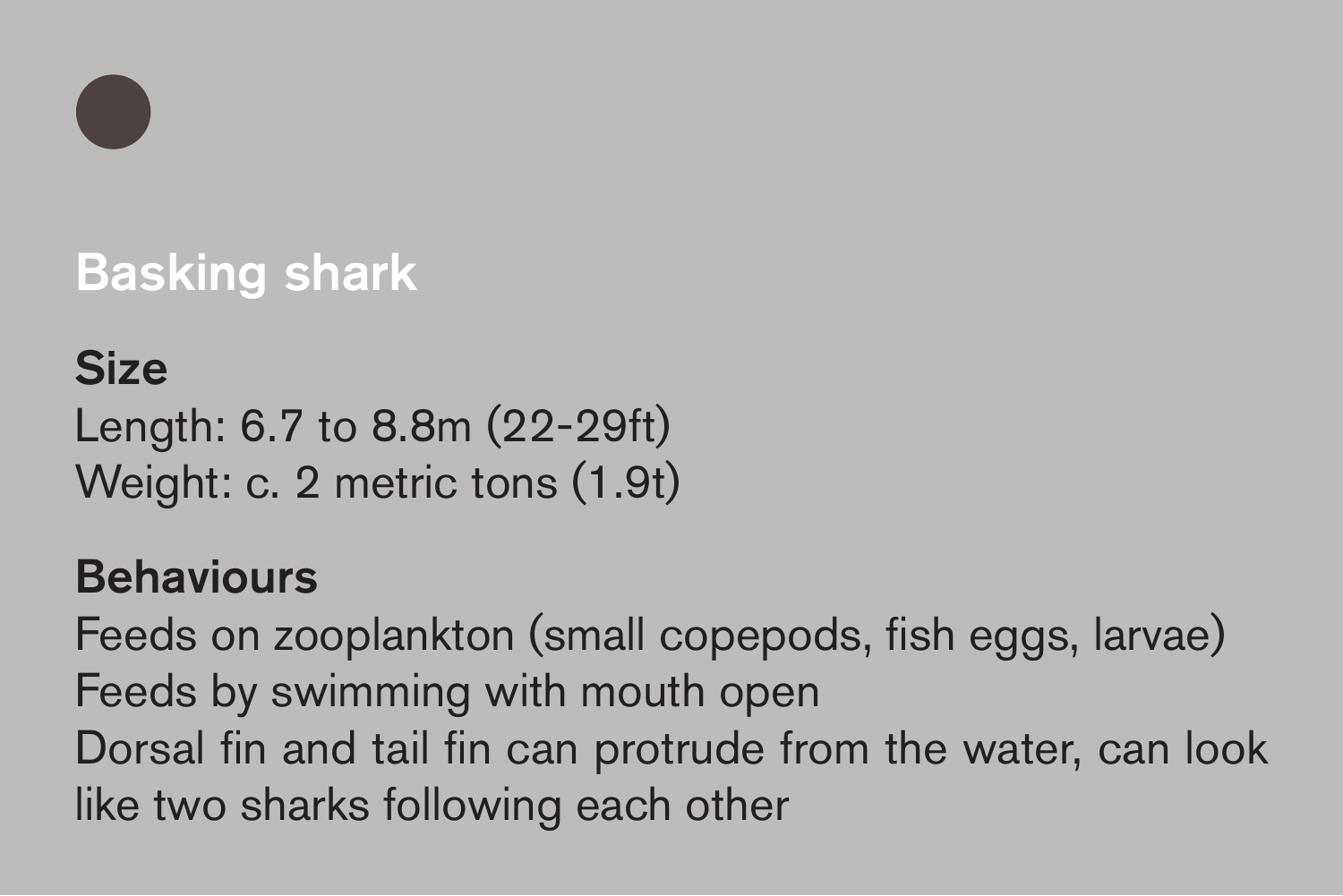## Basking shark

**Size**

Length: 6.7 to 8.8m (22-29ft)
Weight: c. 2 metric tons (1.9t)

**Behaviours**

Feeds on zooplankton (small copepods, fish eggs, larvae)
Feeds by swimming with mouth open
Dorsal fin and tail fin can protrude from the water, can look like two sharks following each other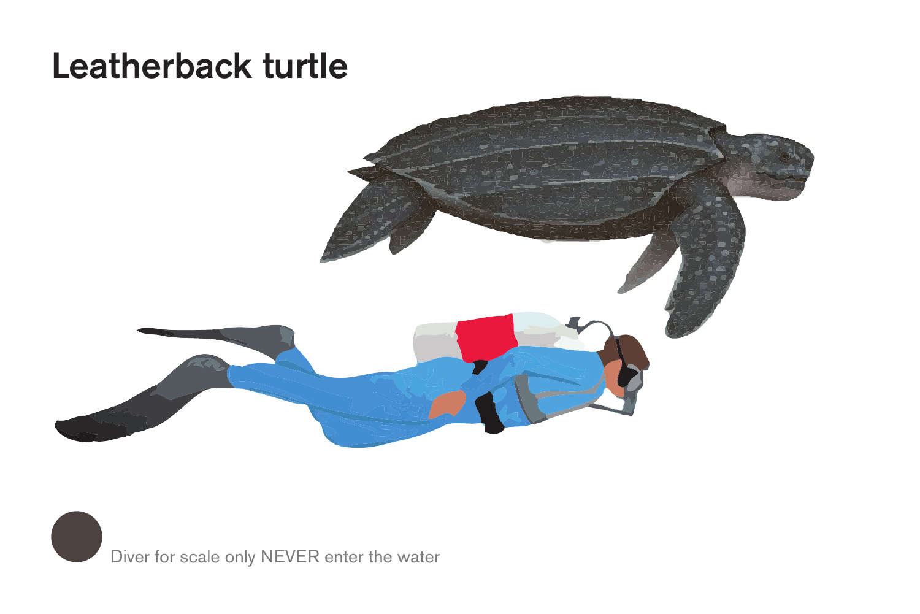# Leatherback turtle

Diver for scale only NEVER enter the water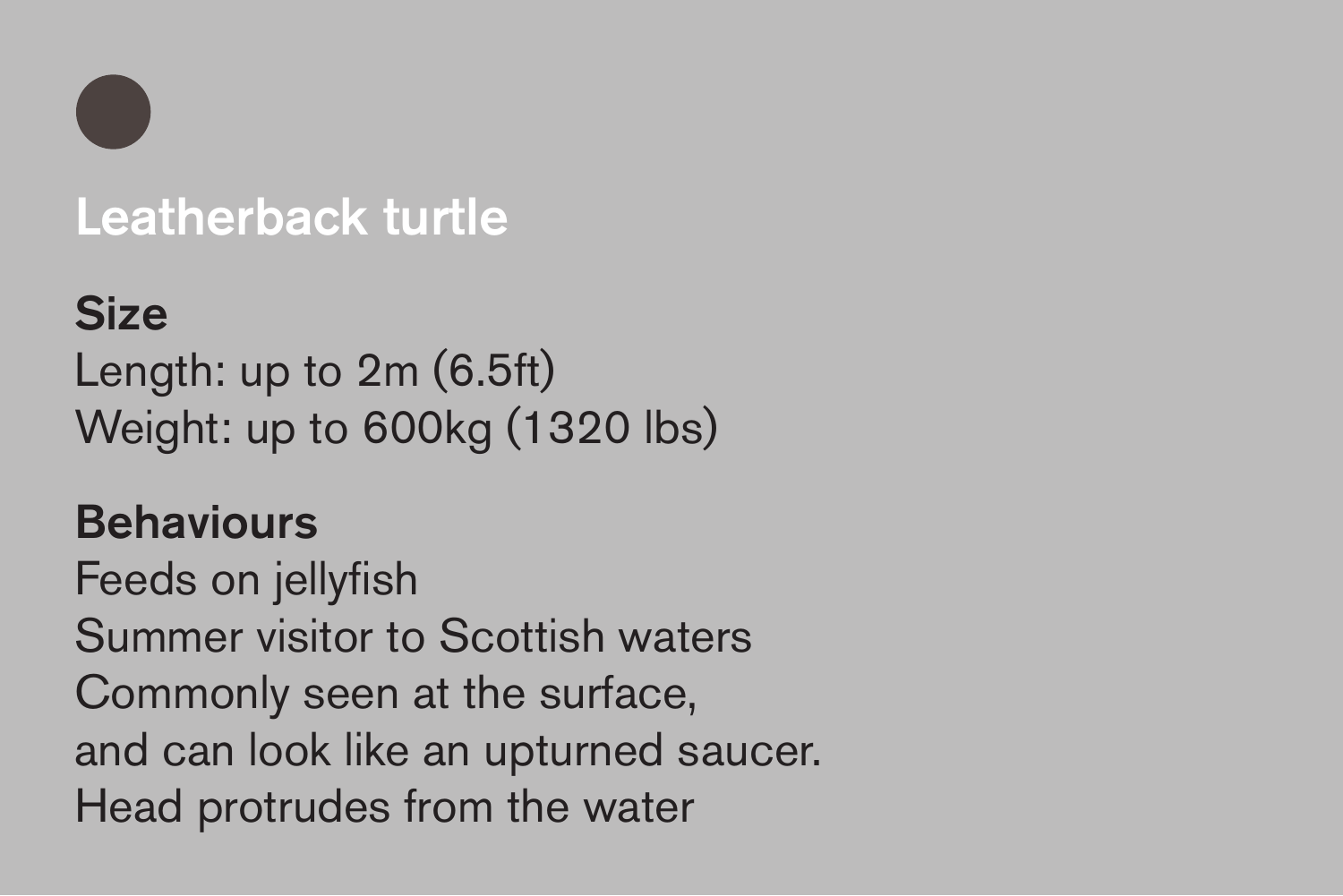## Leatherback turtle

**Size**

Length: up to 2m (6.5ft)
Weight: up to 600kg (1320 lbs)

**Behaviours**

Feeds on jellyfish
Summer visitor to Scottish waters
Commonly seen at the surface,
and can look like an upturned saucer.
Head protrudes from the water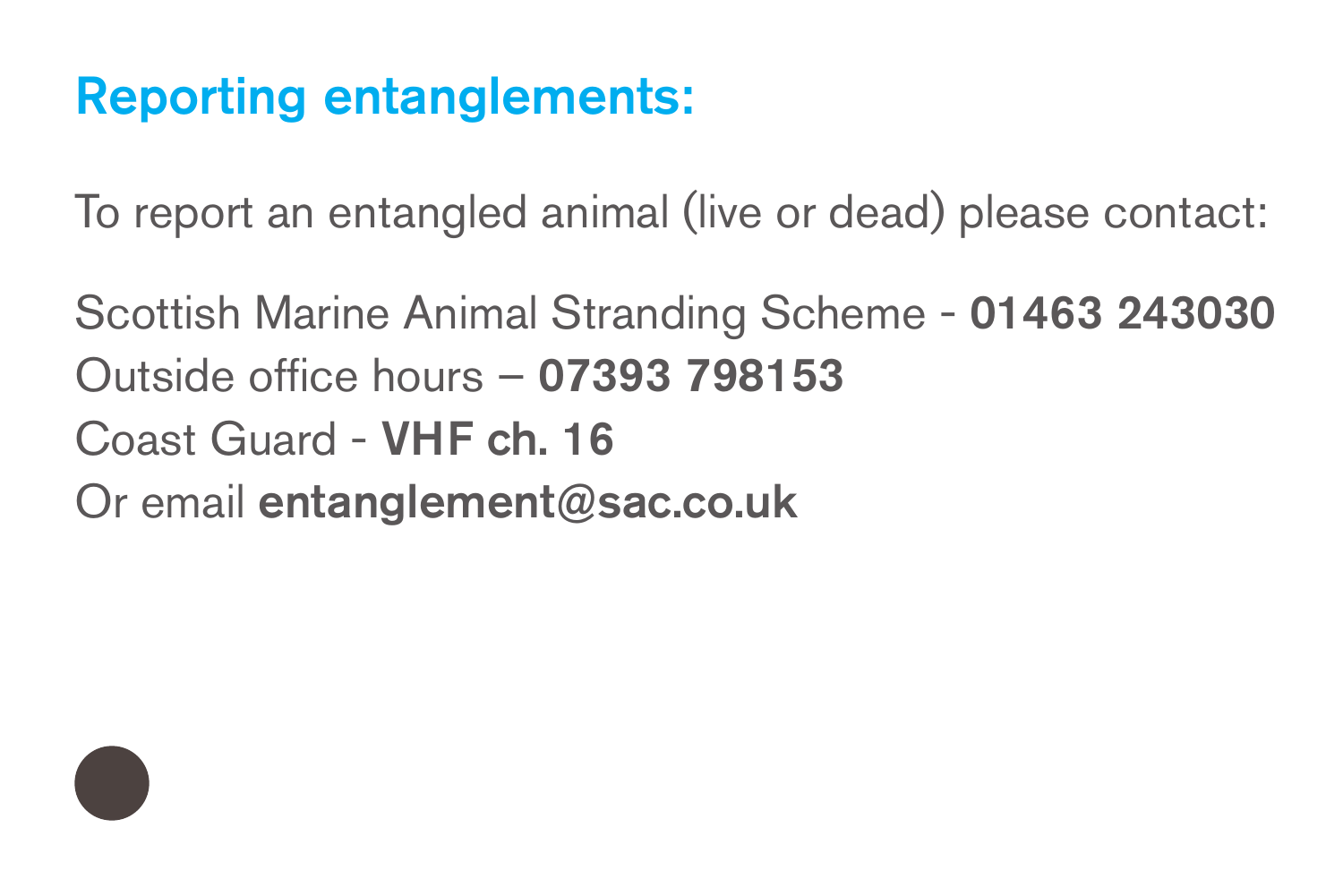## Reporting entanglements:

To report an entangled animal (live or dead) please contact:

Scottish Marine Animal Stranding Scheme - **01463 243030**
Outside office hours – **07393 798153**
Coast Guard - **VHF ch. 16**
Or email **entanglement@sac.co.uk**